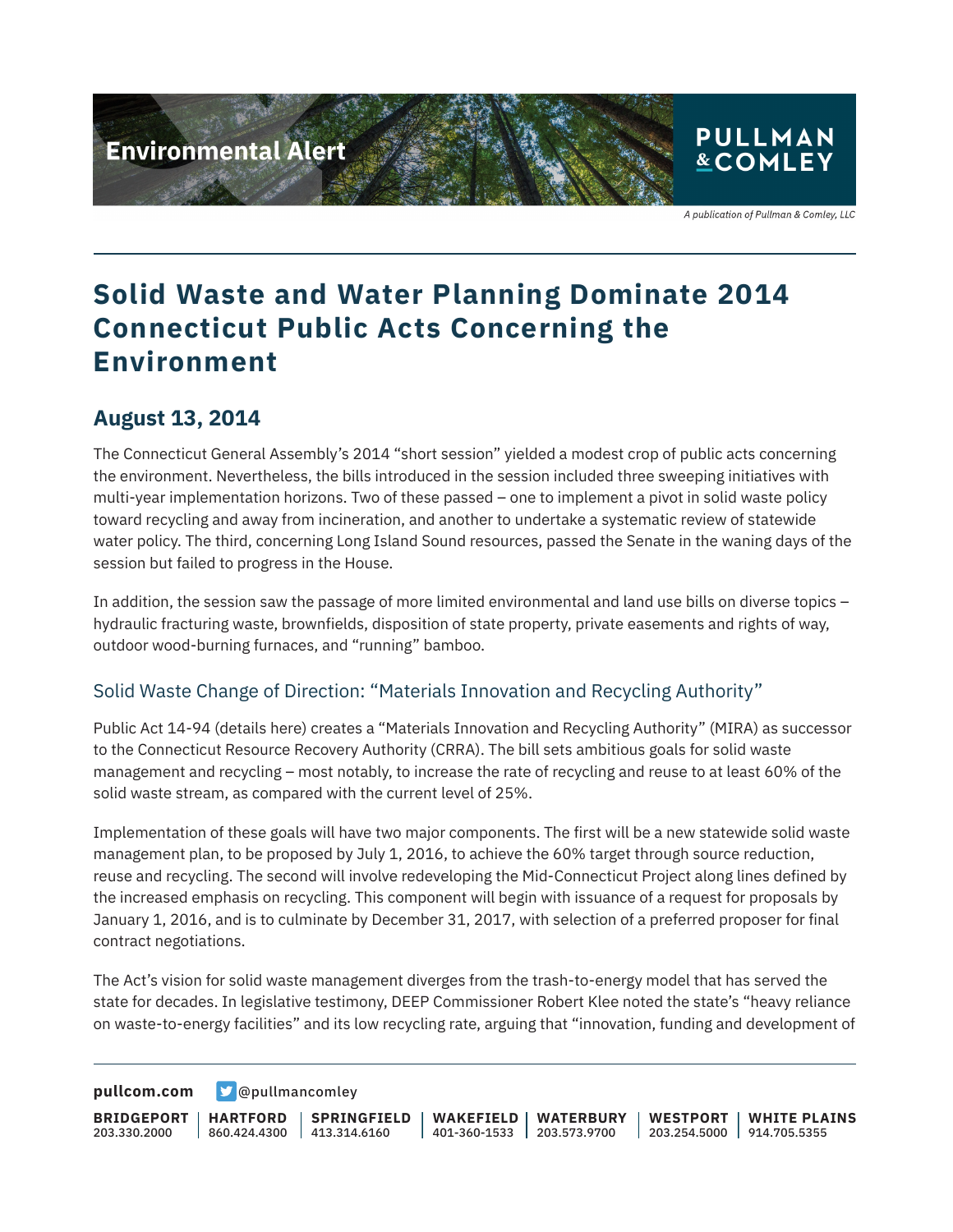# Solid Waste and Water Planning Dominate 2014 Connecticut Public Acts Concerning the Environment

## August 13, 2014

The Connecticut General Assembly's 2014 "short session" yielded a modest crop of public acts concerning the environment. Nevertheless, the bills introduced in the session included three sweeping initiatives with multi-year implementation horizons. Two of these passed – one to implement a pivot in solid waste policy toward recycling and away from incineration, and another to undertake a systematic review of statewide water policy. The third, concerning Long Island Sound resources, passed the Senate in the waning days of the session but failed to progress in the House.

In addition, the session saw the passage of more limited environmental and land use bills on diverse topics – hydraulic fracturing waste, brownfields, disposition of state property, private easements and rights of way, outdoor wood-burning furnaces, and "running" bamboo.

### Solid Waste Change of Direction: "Materials Innovation and Recycling Authority"

Public Act 14-94 (details here) creates a "Materials Innovation and Recycling Authority" (MIRA) as successor to the Connecticut Resource Recovery Authority (CRRA). The bill sets ambitious goals for solid waste management and recycling – most notably, to increase the rate of recycling and reuse to at least 60% of the solid waste stream, as compared with the current level of 25%.

Implementation of these goals will have two major components. The first will be a new statewide solid waste management plan, to be proposed by July 1, 2016, to achieve the 60% target through source reduction, reuse and recycling. The second will involve redeveloping the Mid-Connecticut Project along lines defined by the increased emphasis on recycling. This component will begin with issuance of a request for proposals by January 1, 2016, and is to culminate by December 31, 2017, with selection of a preferred proposer for final contract negotiations.

The Act's vision for solid waste management diverges from the trash-to-energy model that has served the state for decades. In legislative testimony, DEEP Commissioner Robert Klee noted the state's "heavy reliance on waste-to-energy facilities" and its low recycling rate, arguing that "innovation, funding and development of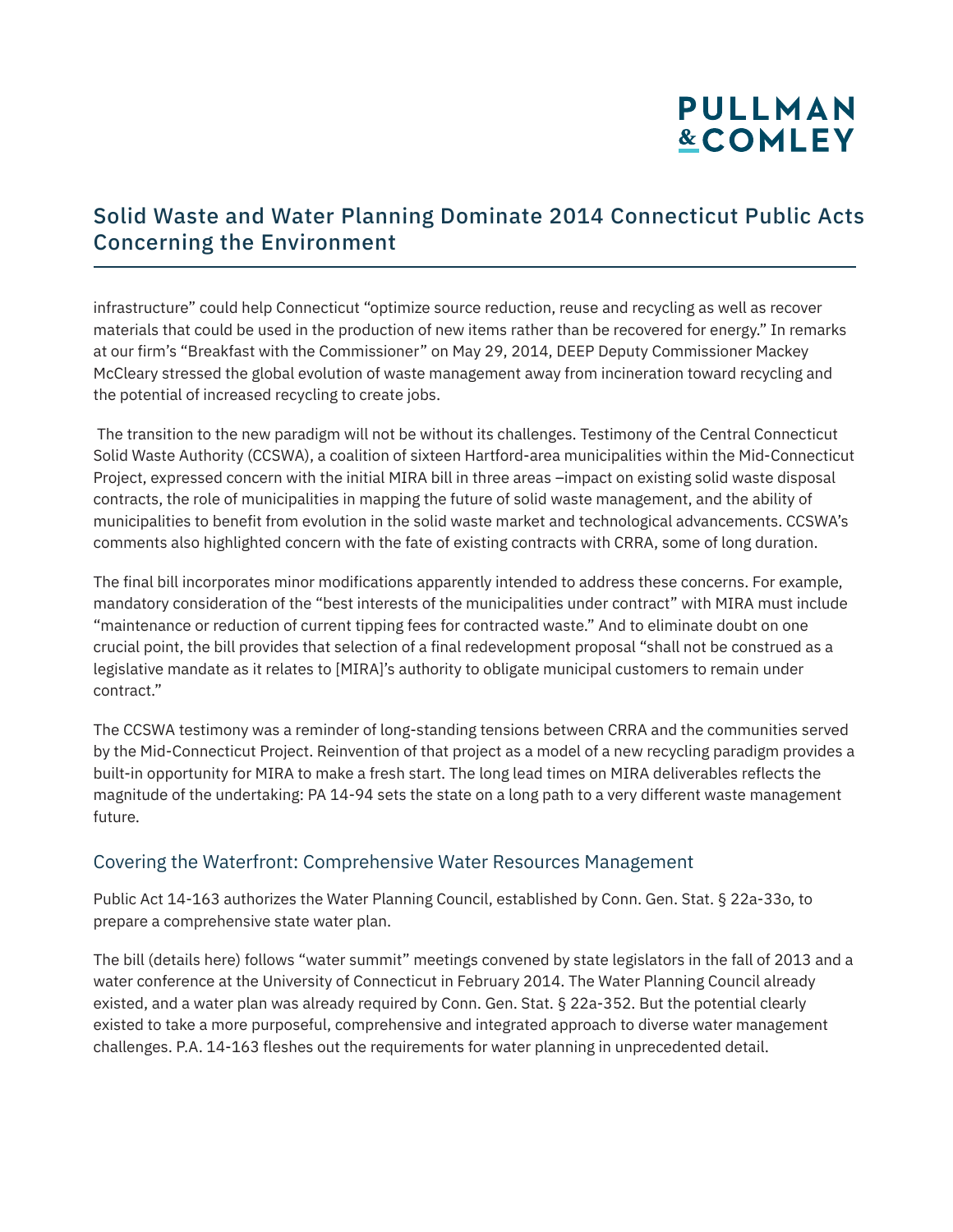infrastructure" could help Connecticut "optimize source reduction, reuse and recycling as well as recover materials that could be used in the production of new items rather than be recovered for energy." In remarks at our firm's "Breakfast with the Commissioner" on May 29, 2014, DEEP Deputy Commissioner Mackey McCleary stressed the global evolution of waste management away from incineration toward recycling and the potential of increased recycling to create jobs.

The transition to the new paradigm will not be without its challenges. Testimony of the Central Connecticut Solid Waste Authority (CCSWA), a coalition of sixteen Hartford-area municipalities within the Mid-Connecticut Project, expressed concern with the initial MIRA bill in three areas –impact on existing solid waste disposal contracts, the role of municipalities in mapping the future of solid waste management, and the ability of municipalities to benefit from evolution in the solid waste market and technological advancements. CCSWA's comments also highlighted concern with the fate of existing contracts with CRRA, some of long duration.

The final bill incorporates minor modifications apparently intended to address these concerns. For example, mandatory consideration of the "best interests of the municipalities under contract" with MIRA must include "maintenance or reduction of current tipping fees for contracted waste." And to eliminate doubt on one crucial point, the bill provides that selection of a final redevelopment proposal "shall not be construed as a legislative mandate as it relates to [MIRA]'s authority to obligate municipal customers to remain under contract."

The CCSWA testimony was a reminder of long-standing tensions between CRRA and the communities served by the Mid-Connecticut Project. Reinvention of that project as a model of a new recycling paradigm provides a built-in opportunity for MIRA to make a fresh start. The long lead times on MIRA deliverables reflects the magnitude of the undertaking: PA 14-94 sets the state on a long path to a very different waste management future.

## Covering the Waterfront: Comprehensive Water Resources Management

Public Act 14-163 authorizes the Water Planning Council, established by Conn. Gen. Stat. § 22a-33o, to prepare a comprehensive state water plan.

The bill (details here) follows "water summit" meetings convened by state legislators in the fall of 2013 and a water conference at the University of Connecticut in February 2014. The Water Planning Council already existed, and a water plan was already required by Conn. Gen. Stat. § 22a-352. But the potential clearly existed to take a more purposeful, comprehensive and integrated approach to diverse water management challenges. P.A. 14-163 fleshes out the requirements for water planning in unprecedented detail.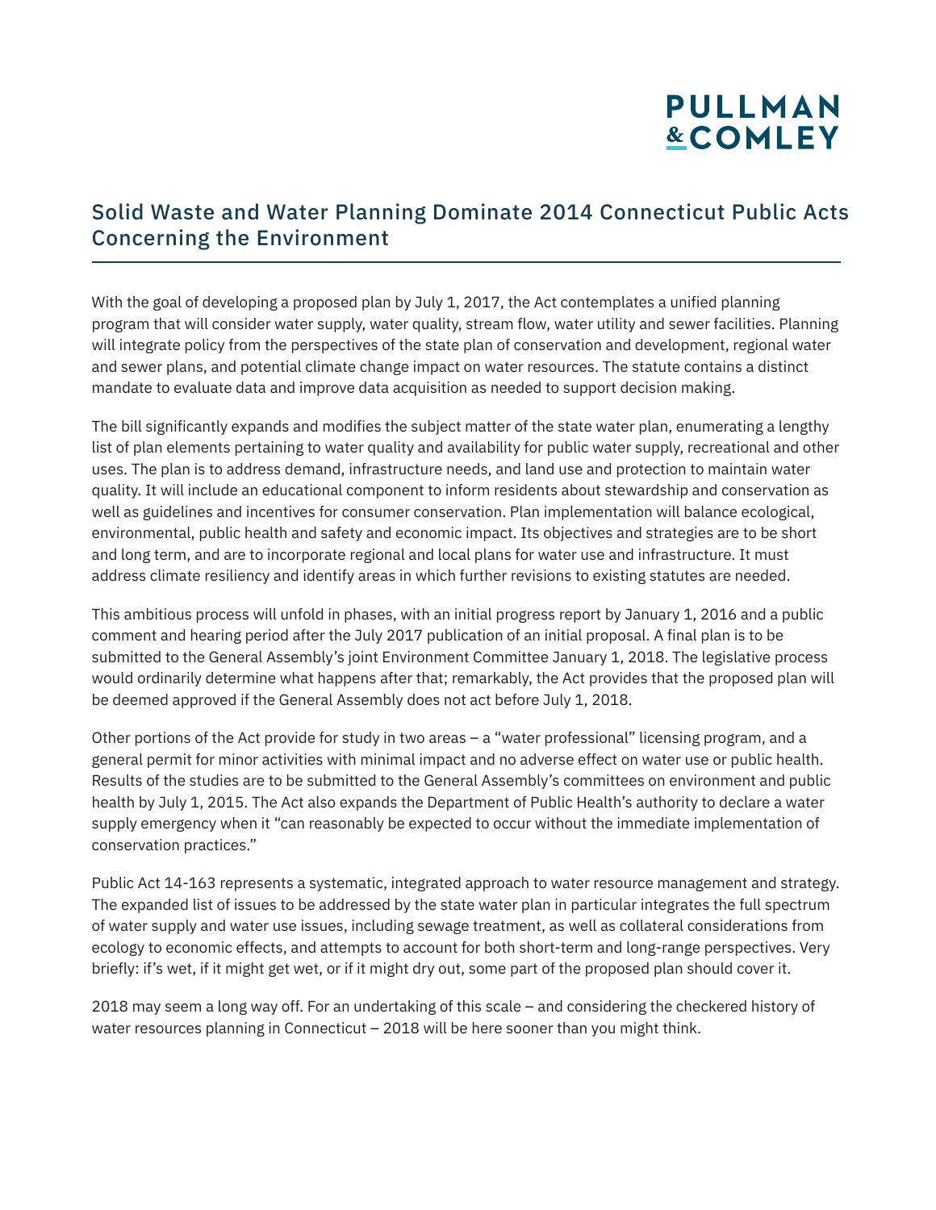With the goal of developing a proposed plan by July 1, 2017, the Act contemplates a unified planning program that will consider water supply, water quality, stream flow, water utility and sewer facilities. Planning will integrate policy from the perspectives of the state plan of conservation and development, regional water and sewer plans, and potential climate change impact on water resources. The statute contains a distinct mandate to evaluate data and improve data acquisition as needed to support decision making.

The bill significantly expands and modifies the subject matter of the state water plan, enumerating a lengthy list of plan elements pertaining to water quality and availability for public water supply, recreational and other uses. The plan is to address demand, infrastructure needs, and land use and protection to maintain water quality. It will include an educational component to inform residents about stewardship and conservation as well as guidelines and incentives for consumer conservation. Plan implementation will balance ecological, environmental, public health and safety and economic impact. Its objectives and strategies are to be short and long term, and are to incorporate regional and local plans for water use and infrastructure. It must address climate resiliency and identify areas in which further revisions to existing statutes are needed.

This ambitious process will unfold in phases, with an initial progress report by January 1, 2016 and a public comment and hearing period after the July 2017 publication of an initial proposal. A final plan is to be submitted to the General Assembly's joint Environment Committee January 1, 2018. The legislative process would ordinarily determine what happens after that; remarkably, the Act provides that the proposed plan will be deemed approved if the General Assembly does not act before July 1, 2018.

Other portions of the Act provide for study in two areas – a "water professional" licensing program, and a general permit for minor activities with minimal impact and no adverse effect on water use or public health. Results of the studies are to be submitted to the General Assembly's committees on environment and public health by July 1, 2015. The Act also expands the Department of Public Health's authority to declare a water supply emergency when it "can reasonably be expected to occur without the immediate implementation of conservation practices."

Public Act 14-163 represents a systematic, integrated approach to water resource management and strategy. The expanded list of issues to be addressed by the state water plan in particular integrates the full spectrum of water supply and water use issues, including sewage treatment, as well as collateral considerations from ecology to economic effects, and attempts to account for both short-term and long-range perspectives. Very briefly: if's wet, if it might get wet, or if it might dry out, some part of the proposed plan should cover it.

2018 may seem a long way off. For an undertaking of this scale – and considering the checkered history of water resources planning in Connecticut – 2018 will be here sooner than you might think.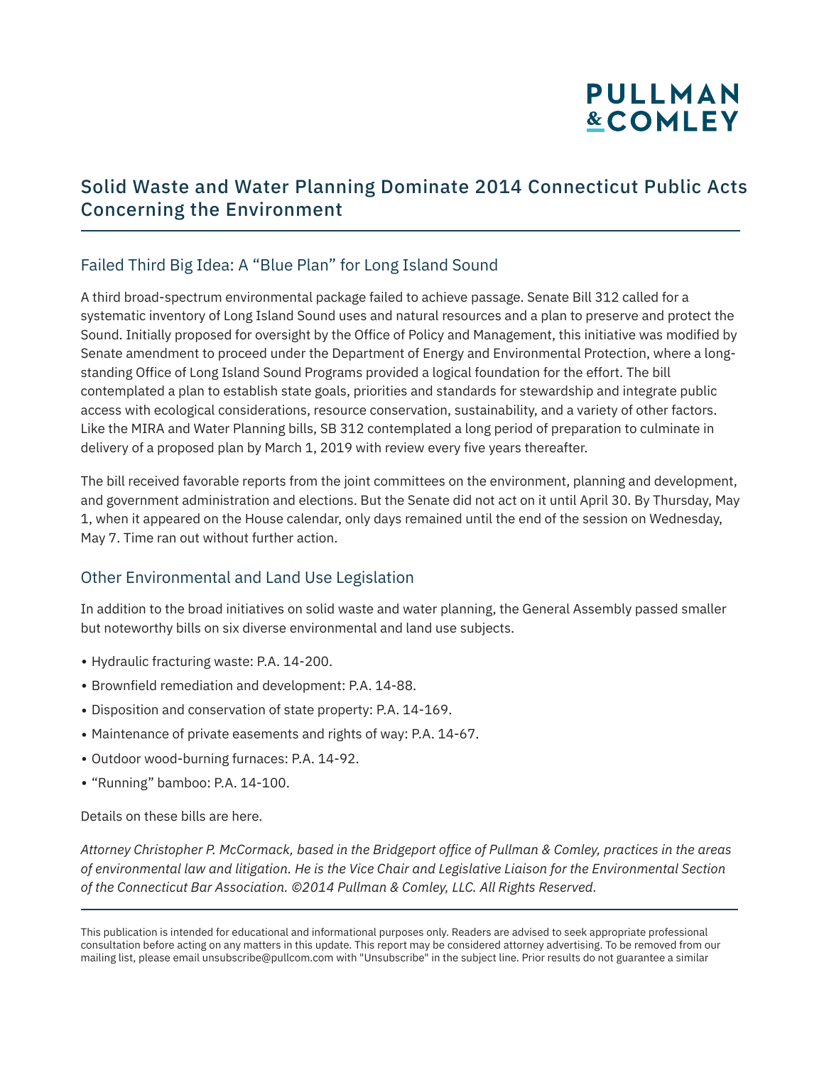## Failed Third Big Idea: A "Blue Plan" for Long Island Sound

A third broad-spectrum environmental package failed to achieve passage. Senate Bill 312 called for a systematic inventory of Long Island Sound uses and natural resources and a plan to preserve and protect the Sound. Initially proposed for oversight by the Office of Policy and Management, this initiative was modified by Senate amendment to proceed under the Department of Energy and Environmental Protection, where a long-standing Office of Long Island Sound Programs provided a logical foundation for the effort. The bill contemplated a plan to establish state goals, priorities and standards for stewardship and integrate public access with ecological considerations, resource conservation, sustainability, and a variety of other factors. Like the MIRA and Water Planning bills, SB 312 contemplated a long period of preparation to culminate in delivery of a proposed plan by March 1, 2019 with review every five years thereafter.

The bill received favorable reports from the joint committees on the environment, planning and development, and government administration and elections. But the Senate did not act on it until April 30. By Thursday, May 1, when it appeared on the House calendar, only days remained until the end of the session on Wednesday, May 7. Time ran out without further action.

## Other Environmental and Land Use Legislation

In addition to the broad initiatives on solid waste and water planning, the General Assembly passed smaller but noteworthy bills on six diverse environmental and land use subjects.

- Hydraulic fracturing waste: P.A. 14-200.
- Brownfield remediation and development: P.A. 14-88.
- Disposition and conservation of state property: P.A. 14-169.
- Maintenance of private easements and rights of way: P.A. 14-67.
- Outdoor wood-burning furnaces: P.A. 14-92.
- "Running" bamboo: P.A. 14-100.

Details on these bills are here.

*Attorney Christopher P. McCormack, based in the Bridgeport office of Pullman & Comley, practices in the areas of environmental law and litigation. He is the Vice Chair and Legislative Liaison for the Environmental Section of the Connecticut Bar Association. ©2014 Pullman & Comley, LLC. All Rights Reserved.*

---

This publication is intended for educational and informational purposes only. Readers are advised to seek appropriate professional consultation before acting on any matters in this update. This report may be considered attorney advertising. To be removed from our mailing list, please email unsubscribe@pullcom.com with "Unsubscribe" in the subject line. Prior results do not guarantee a similar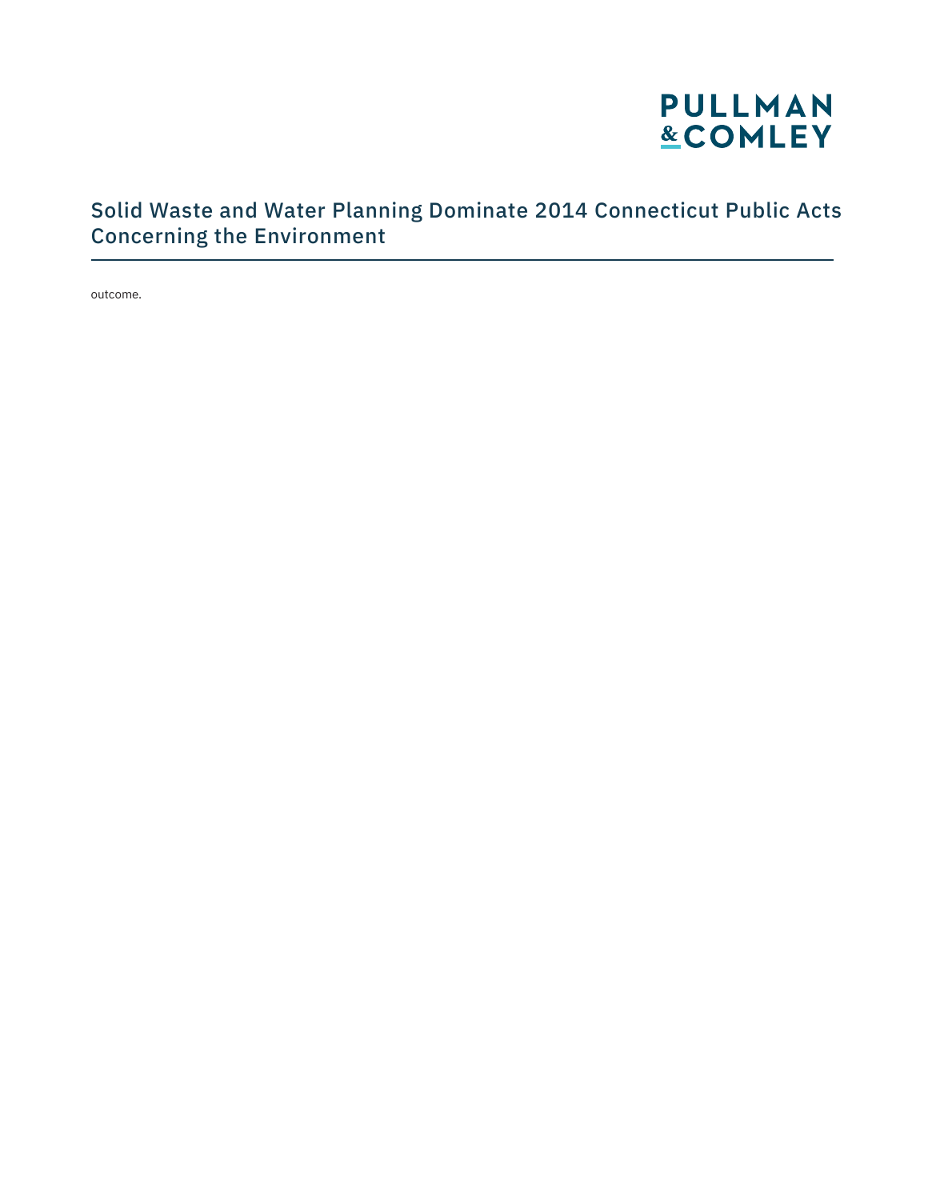outcome.